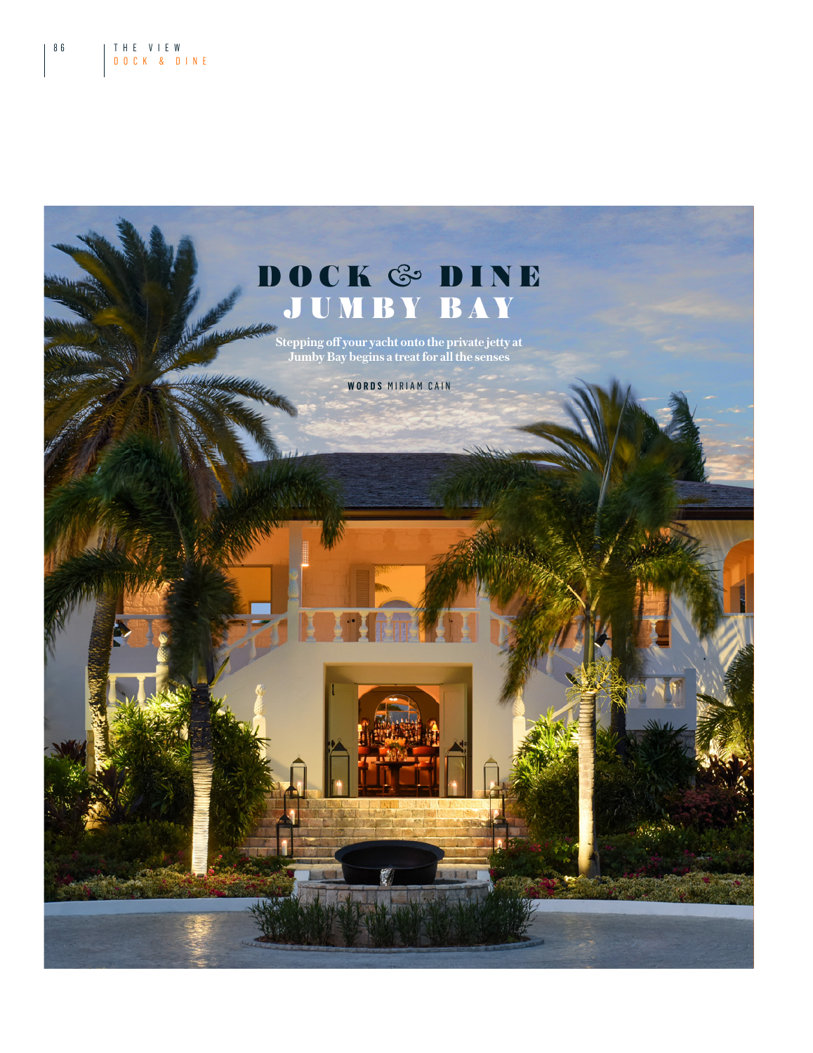# DOCK & DINE
# JUMBY BAY

**Stepping off your yacht onto the private jetty at Jumby Bay begins a treat for all the senses**

**WORDS** MIRIAM CAIN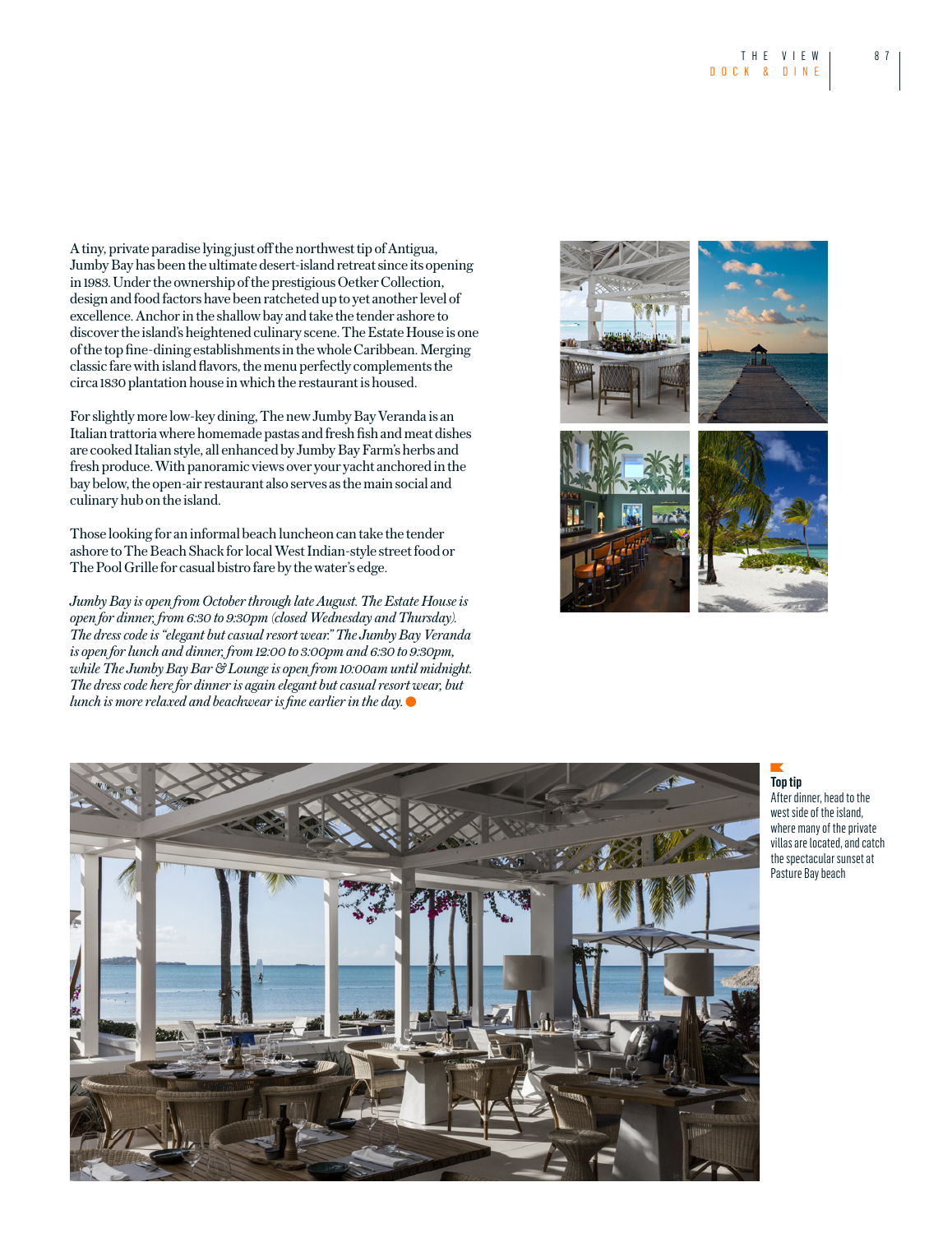A tiny, private paradise lying just off the northwest tip of Antigua, Jumby Bay has been the ultimate desert-island retreat since its opening in 1983. Under the ownership of the prestigious Oetker Collection, design and food factors have been ratcheted up to yet another level of excellence. Anchor in the shallow bay and take the tender ashore to discover the island's heightened culinary scene. The Estate House is one of the top fine-dining establishments in the whole Caribbean. Merging classic fare with island flavors, the menu perfectly complements the circa 1830 plantation house in which the restaurant is housed.

For slightly more low-key dining, The new Jumby Bay Veranda is an Italian trattoria where homemade pastas and fresh fish and meat dishes are cooked Italian style, all enhanced by Jumby Bay Farm's herbs and fresh produce. With panoramic views over your yacht anchored in the bay below, the open-air restaurant also serves as the main social and culinary hub on the island.

Those looking for an informal beach luncheon can take the tender ashore to The Beach Shack for local West Indian-style street food or The Pool Grille for casual bistro fare by the water's edge.

*Jumby Bay is open from October through late August. The Estate House is open for dinner, from 6:30 to 9:30pm (closed Wednesday and Thursday). The dress code is "elegant but casual resort wear." The Jumby Bay Veranda is open for lunch and dinner, from 12:00 to 3:00pm and 6:30 to 9:30pm, while The Jumby Bay Bar & Lounge is open from 10:00am until midnight. The dress code here for dinner is again elegant but casual resort wear, but lunch is more relaxed and beachwear is fine earlier in the day.*

**Top tip**
After dinner, head to the west side of the island, where many of the private villas are located, and catch the spectacular sunset at Pasture Bay beach